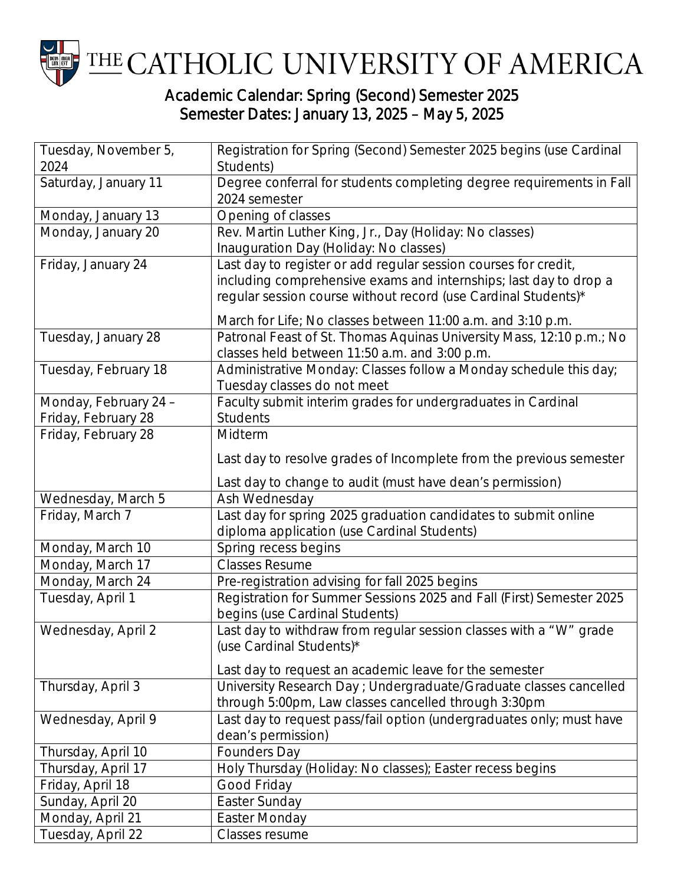# THE CATHOLIC UNIVERSITY OF AMERICA

## Academic Calendar: Spring (Second) Semester 2025
## Semester Dates: January 13, 2025 – May 5, 2025

| Date | Event |
|---|---|
| Tuesday, November 5, 2024 | Registration for Spring (Second) Semester 2025 begins (use Cardinal Students) |
| Saturday, January 11 | Degree conferral for students completing degree requirements in Fall 2024 semester |
| Monday, January 13 | Opening of classes |
| Monday, January 20 | Rev. Martin Luther King, Jr., Day (Holiday: No classes)<br>Inauguration Day (Holiday: No classes) |
| Friday, January 24 | Last day to register or add regular session courses for credit, including comprehensive exams and internships; last day to drop a regular session course without record (use Cardinal Students)*<br><br>March for Life; No classes between 11:00 a.m. and 3:10 p.m. |
| Tuesday, January 28 | Patronal Feast of St. Thomas Aquinas University Mass, 12:10 p.m.; No classes held between 11:50 a.m. and 3:00 p.m. |
| Tuesday, February 18 | Administrative Monday: Classes follow a Monday schedule this day; Tuesday classes do not meet |
| Monday, February 24 – Friday, February 28 | Faculty submit interim grades for undergraduates in Cardinal Students |
| Friday, February 28 | Midterm<br><br>Last day to resolve grades of Incomplete from the previous semester<br><br>Last day to change to audit (must have dean's permission) |
| Wednesday, March 5 | Ash Wednesday |
| Friday, March 7 | Last day for spring 2025 graduation candidates to submit online diploma application (use Cardinal Students) |
| Monday, March 10 | Spring recess begins |
| Monday, March 17 | Classes Resume |
| Monday, March 24 | Pre-registration advising for fall 2025 begins |
| Tuesday, April 1 | Registration for Summer Sessions 2025 and Fall (First) Semester 2025 begins (use Cardinal Students) |
| Wednesday, April 2 | Last day to withdraw from regular session classes with a "W" grade (use Cardinal Students)*<br><br>Last day to request an academic leave for the semester |
| Thursday, April 3 | University Research Day ; Undergraduate/Graduate classes cancelled through 5:00pm, Law classes cancelled through 3:30pm |
| Wednesday, April 9 | Last day to request pass/fail option (undergraduates only; must have dean's permission) |
| Thursday, April 10 | Founders Day |
| Thursday, April 17 | Holy Thursday (Holiday: No classes); Easter recess begins |
| Friday, April 18 | Good Friday |
| Sunday, April 20 | Easter Sunday |
| Monday, April 21 | Easter Monday |
| Tuesday, April 22 | Classes resume |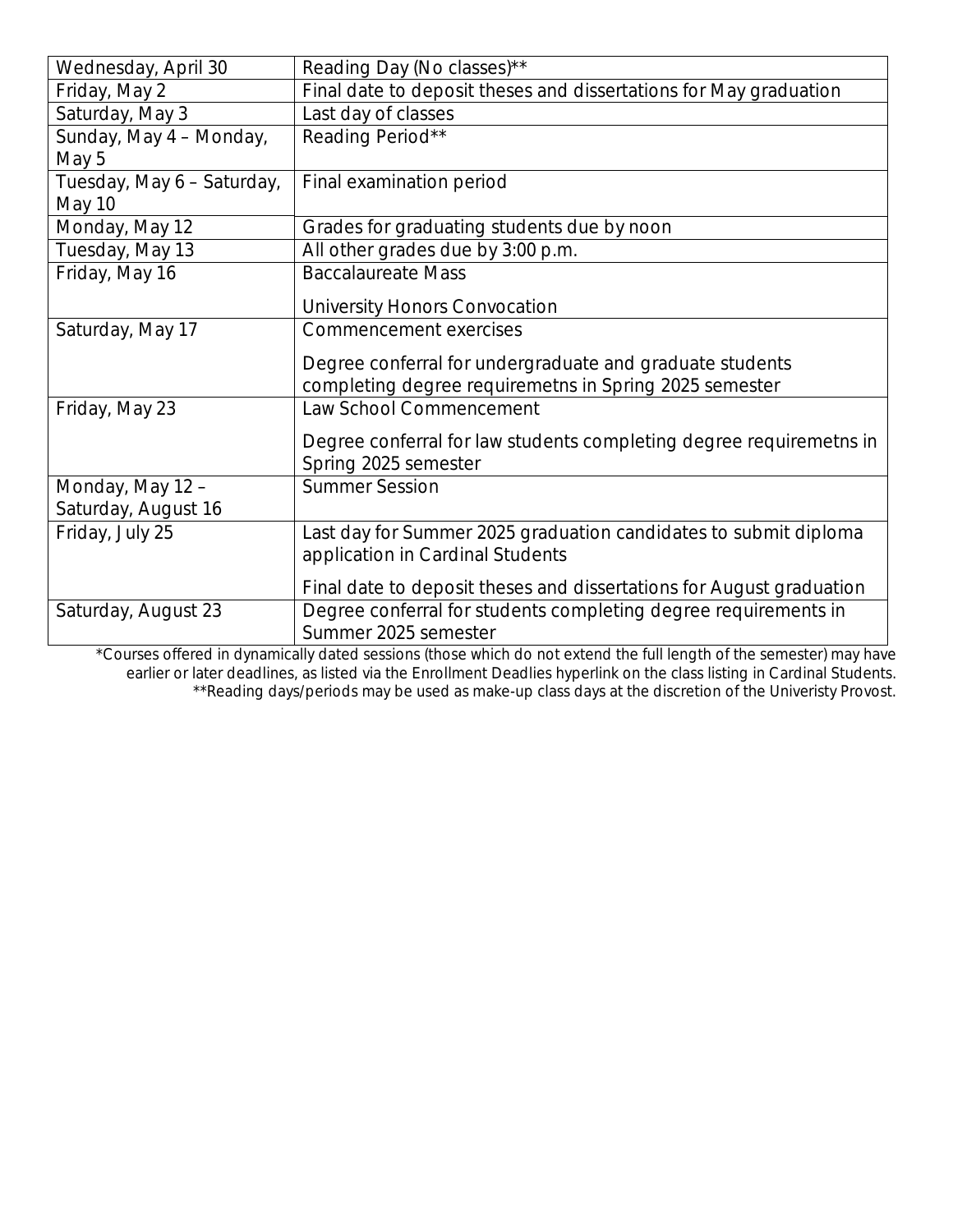| | |
|---|---|
| Wednesday, April 30 | Reading Day (No classes)** |
| Friday, May 2 | Final date to deposit theses and dissertations for May graduation |
| Saturday, May 3 | Last day of classes |
| Sunday, May 4 – Monday, May 5 | Reading Period** |
| Tuesday, May 6 – Saturday, May 10 | Final examination period |
| Monday, May 12 | Grades for graduating students due by noon |
| Tuesday, May 13 | All other grades due by 3:00 p.m. |
| Friday, May 16 | Baccalaureate Mass<br><br>University Honors Convocation |
| Saturday, May 17 | Commencement exercises<br><br>Degree conferral for undergraduate and graduate students completing degree requiremetns in Spring 2025 semester |
| Friday, May 23 | Law School Commencement<br><br>Degree conferral for law students completing degree requiremetns in Spring 2025 semester |
| Monday, May 12 – Saturday, August 16 | Summer Session |
| Friday, July 25 | Last day for Summer 2025 graduation candidates to submit diploma application in Cardinal Students<br><br>Final date to deposit theses and dissertations for August graduation |
| Saturday, August 23 | Degree conferral for students completing degree requirements in Summer 2025 semester |

*Courses offered in dynamically dated sessions (those which do not extend the full length of the semester) may have earlier or later deadlines, as listed via the Enrollment Deadlies hyperlink on the class listing in Cardinal Students.
**Reading days/periods may be used as make-up class days at the discretion of the Univeristy Provost.